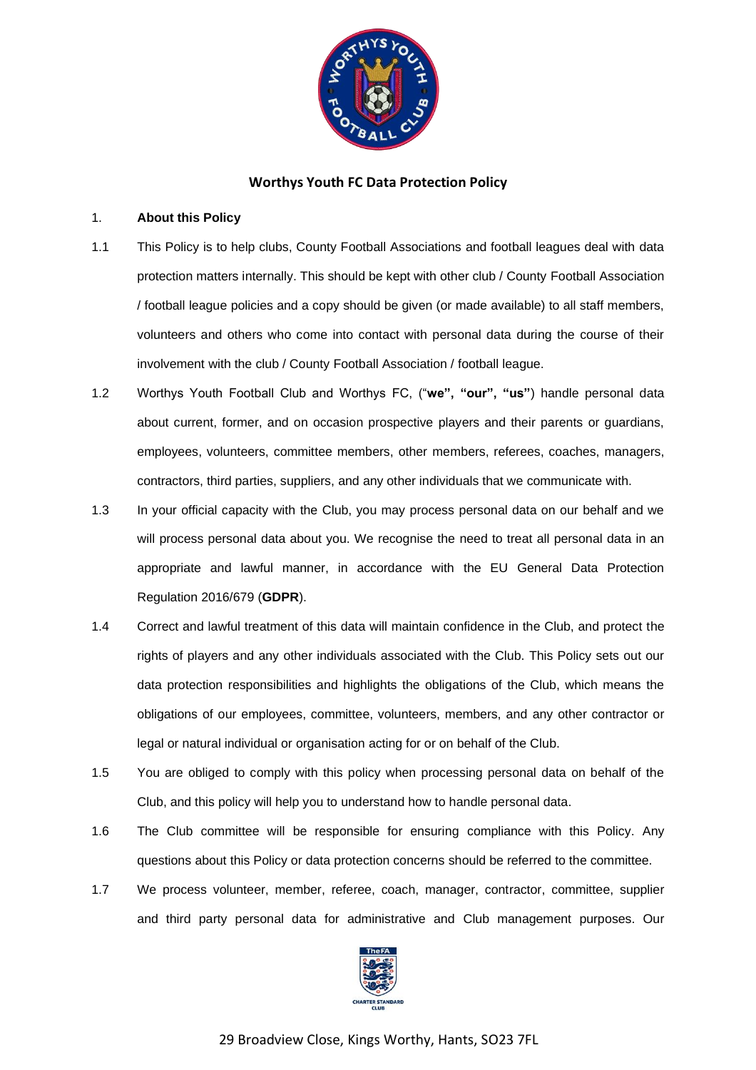# Worthys Youth FC Data Protection Policy

1. **About this Policy**

1.1 This Policy is to help clubs, County Football Associations and football leagues deal with data protection matters internally. This should be kept with other club / County Football Association / football league policies and a copy should be given (or made available) to all staff members, volunteers and others who come into contact with personal data during the course of their involvement with the club / County Football Association / football league.

1.2 Worthys Youth Football Club and Worthys FC, ("**we", "our", "us"**) handle personal data about current, former, and on occasion prospective players and their parents or guardians, employees, volunteers, committee members, other members, referees, coaches, managers, contractors, third parties, suppliers, and any other individuals that we communicate with.

1.3 In your official capacity with the Club, you may process personal data on our behalf and we will process personal data about you. We recognise the need to treat all personal data in an appropriate and lawful manner, in accordance with the EU General Data Protection Regulation 2016/679 (**GDPR**).

1.4 Correct and lawful treatment of this data will maintain confidence in the Club, and protect the rights of players and any other individuals associated with the Club. This Policy sets out our data protection responsibilities and highlights the obligations of the Club, which means the obligations of our employees, committee, volunteers, members, and any other contractor or legal or natural individual or organisation acting for or on behalf of the Club.

1.5 You are obliged to comply with this policy when processing personal data on behalf of the Club, and this policy will help you to understand how to handle personal data.

1.6 The Club committee will be responsible for ensuring compliance with this Policy. Any questions about this Policy or data protection concerns should be referred to the committee.

1.7 We process volunteer, member, referee, coach, manager, contractor, committee, supplier and third party personal data for administrative and Club management purposes. Our

29 Broadview Close, Kings Worthy, Hants, SO23 7FL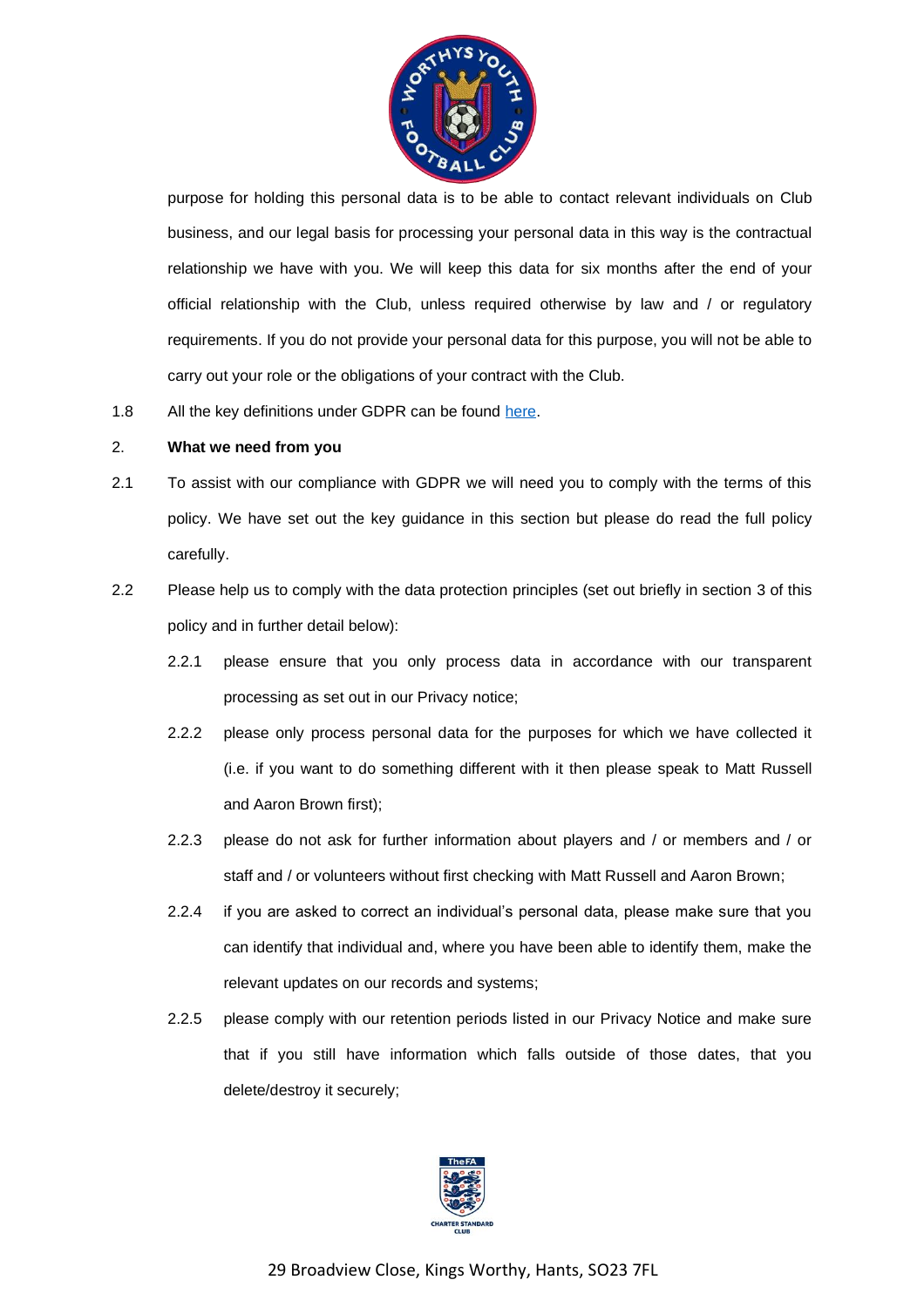purpose for holding this personal data is to be able to contact relevant individuals on Club business, and our legal basis for processing your personal data in this way is the contractual relationship we have with you. We will keep this data for six months after the end of your official relationship with the Club, unless required otherwise by law and / or regulatory requirements. If you do not provide your personal data for this purpose, you will not be able to carry out your role or the obligations of your contract with the Club.

1.8 All the key definitions under GDPR can be found here.

2. **What we need from you**

2.1 To assist with our compliance with GDPR we will need you to comply with the terms of this policy. We have set out the key guidance in this section but please do read the full policy carefully.

2.2 Please help us to comply with the data protection principles (set out briefly in section 3 of this policy and in further detail below):

2.2.1 please ensure that you only process data in accordance with our transparent processing as set out in our Privacy notice;

2.2.2 please only process personal data for the purposes for which we have collected it (i.e. if you want to do something different with it then please speak to Matt Russell and Aaron Brown first);

2.2.3 please do not ask for further information about players and / or members and / or staff and / or volunteers without first checking with Matt Russell and Aaron Brown;

2.2.4 if you are asked to correct an individual's personal data, please make sure that you can identify that individual and, where you have been able to identify them, make the relevant updates on our records and systems;

2.2.5 please comply with our retention periods listed in our Privacy Notice and make sure that if you still have information which falls outside of those dates, that you delete/destroy it securely;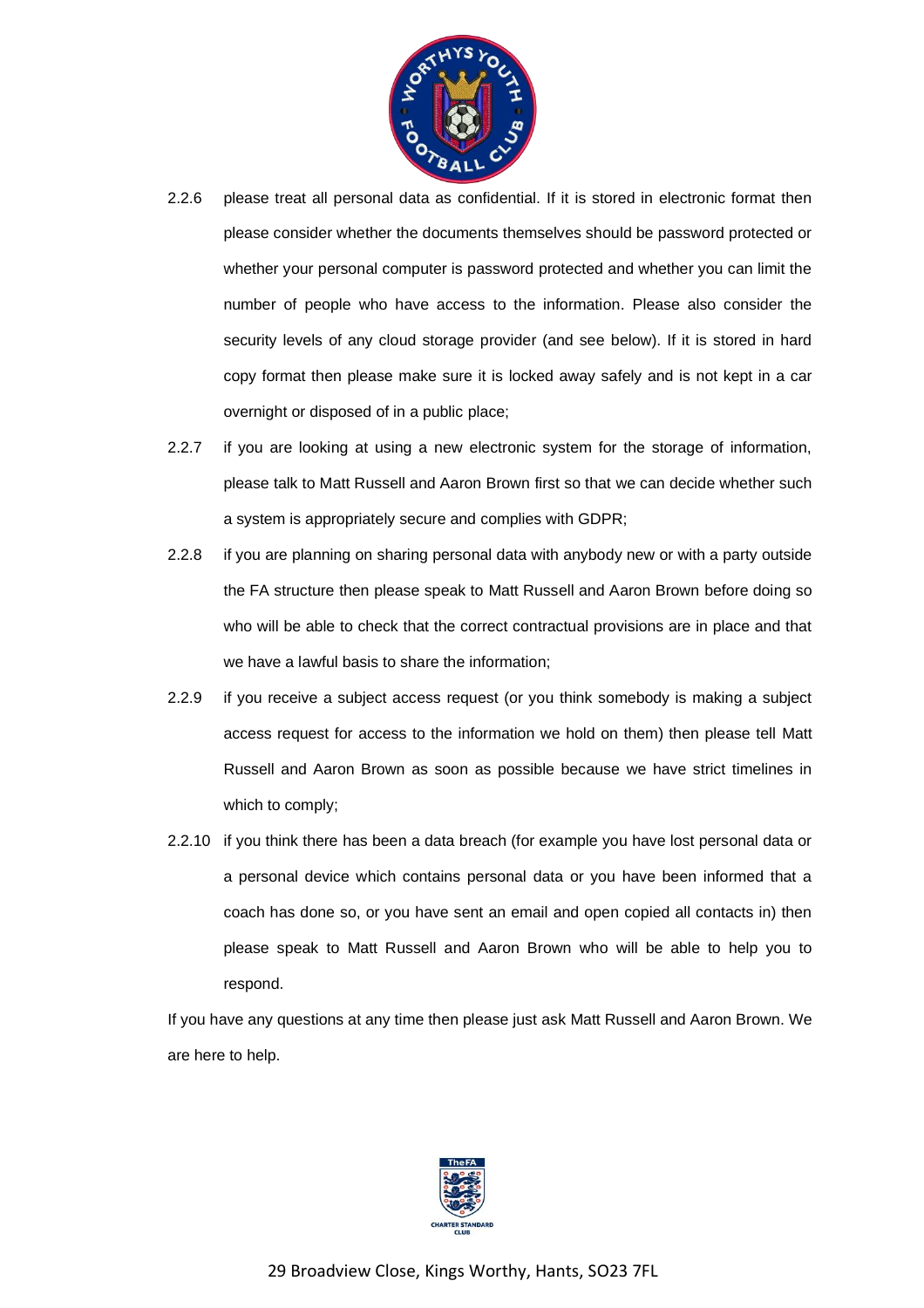2.2.6 please treat all personal data as confidential. If it is stored in electronic format then please consider whether the documents themselves should be password protected or whether your personal computer is password protected and whether you can limit the number of people who have access to the information. Please also consider the security levels of any cloud storage provider (and see below). If it is stored in hard copy format then please make sure it is locked away safely and is not kept in a car overnight or disposed of in a public place;

2.2.7 if you are looking at using a new electronic system for the storage of information, please talk to Matt Russell and Aaron Brown first so that we can decide whether such a system is appropriately secure and complies with GDPR;

2.2.8 if you are planning on sharing personal data with anybody new or with a party outside the FA structure then please speak to Matt Russell and Aaron Brown before doing so who will be able to check that the correct contractual provisions are in place and that we have a lawful basis to share the information;

2.2.9 if you receive a subject access request (or you think somebody is making a subject access request for access to the information we hold on them) then please tell Matt Russell and Aaron Brown as soon as possible because we have strict timelines in which to comply;

2.2.10 if you think there has been a data breach (for example you have lost personal data or a personal device which contains personal data or you have been informed that a coach has done so, or you have sent an email and open copied all contacts in) then please speak to Matt Russell and Aaron Brown who will be able to help you to respond.

If you have any questions at any time then please just ask Matt Russell and Aaron Brown. We are here to help.

29 Broadview Close, Kings Worthy, Hants, SO23 7FL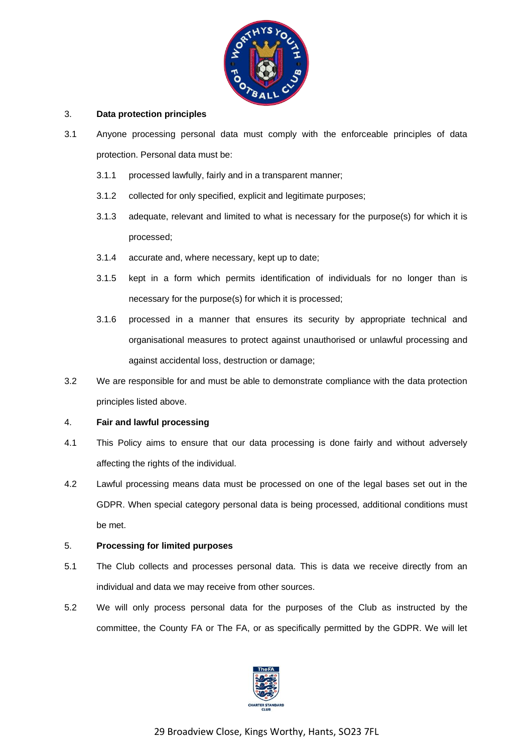3. **Data protection principles**

3.1 Anyone processing personal data must comply with the enforceable principles of data protection. Personal data must be:

- 3.1.1 processed lawfully, fairly and in a transparent manner;
- 3.1.2 collected for only specified, explicit and legitimate purposes;
- 3.1.3 adequate, relevant and limited to what is necessary for the purpose(s) for which it is processed;
- 3.1.4 accurate and, where necessary, kept up to date;
- 3.1.5 kept in a form which permits identification of individuals for no longer than is necessary for the purpose(s) for which it is processed;
- 3.1.6 processed in a manner that ensures its security by appropriate technical and organisational measures to protect against unauthorised or unlawful processing and against accidental loss, destruction or damage;

3.2 We are responsible for and must be able to demonstrate compliance with the data protection principles listed above.

4. **Fair and lawful processing**

4.1 This Policy aims to ensure that our data processing is done fairly and without adversely affecting the rights of the individual.

4.2 Lawful processing means data must be processed on one of the legal bases set out in the GDPR. When special category personal data is being processed, additional conditions must be met.

5. **Processing for limited purposes**

5.1 The Club collects and processes personal data. This is data we receive directly from an individual and data we may receive from other sources.

5.2 We will only process personal data for the purposes of the Club as instructed by the committee, the County FA or The FA, or as specifically permitted by the GDPR. We will let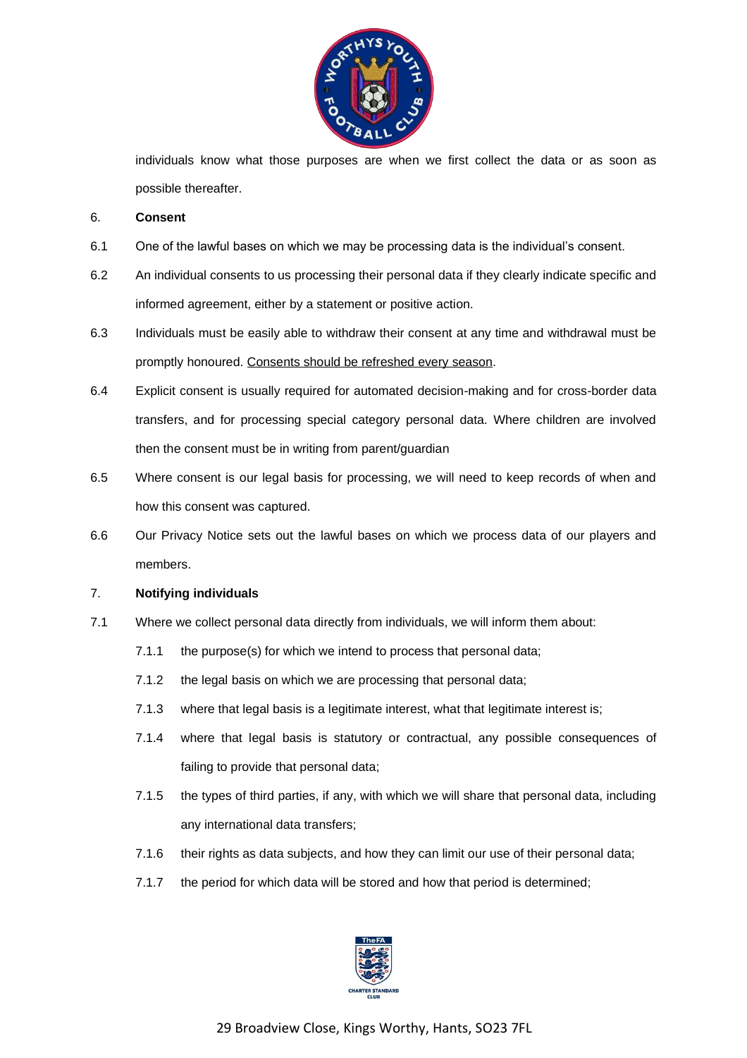individuals know what those purposes are when we first collect the data or as soon as possible thereafter.

6. **Consent**

6.1 One of the lawful bases on which we may be processing data is the individual's consent.

6.2 An individual consents to us processing their personal data if they clearly indicate specific and informed agreement, either by a statement or positive action.

6.3 Individuals must be easily able to withdraw their consent at any time and withdrawal must be promptly honoured. <u>Consents should be refreshed every season</u>.

6.4 Explicit consent is usually required for automated decision-making and for cross-border data transfers, and for processing special category personal data. Where children are involved then the consent must be in writing from parent/guardian

6.5 Where consent is our legal basis for processing, we will need to keep records of when and how this consent was captured.

6.6 Our Privacy Notice sets out the lawful bases on which we process data of our players and members.

7. **Notifying individuals**

7.1 Where we collect personal data directly from individuals, we will inform them about:

7.1.1 the purpose(s) for which we intend to process that personal data;

7.1.2 the legal basis on which we are processing that personal data;

7.1.3 where that legal basis is a legitimate interest, what that legitimate interest is;

7.1.4 where that legal basis is statutory or contractual, any possible consequences of failing to provide that personal data;

7.1.5 the types of third parties, if any, with which we will share that personal data, including any international data transfers;

7.1.6 their rights as data subjects, and how they can limit our use of their personal data;

7.1.7 the period for which data will be stored and how that period is determined;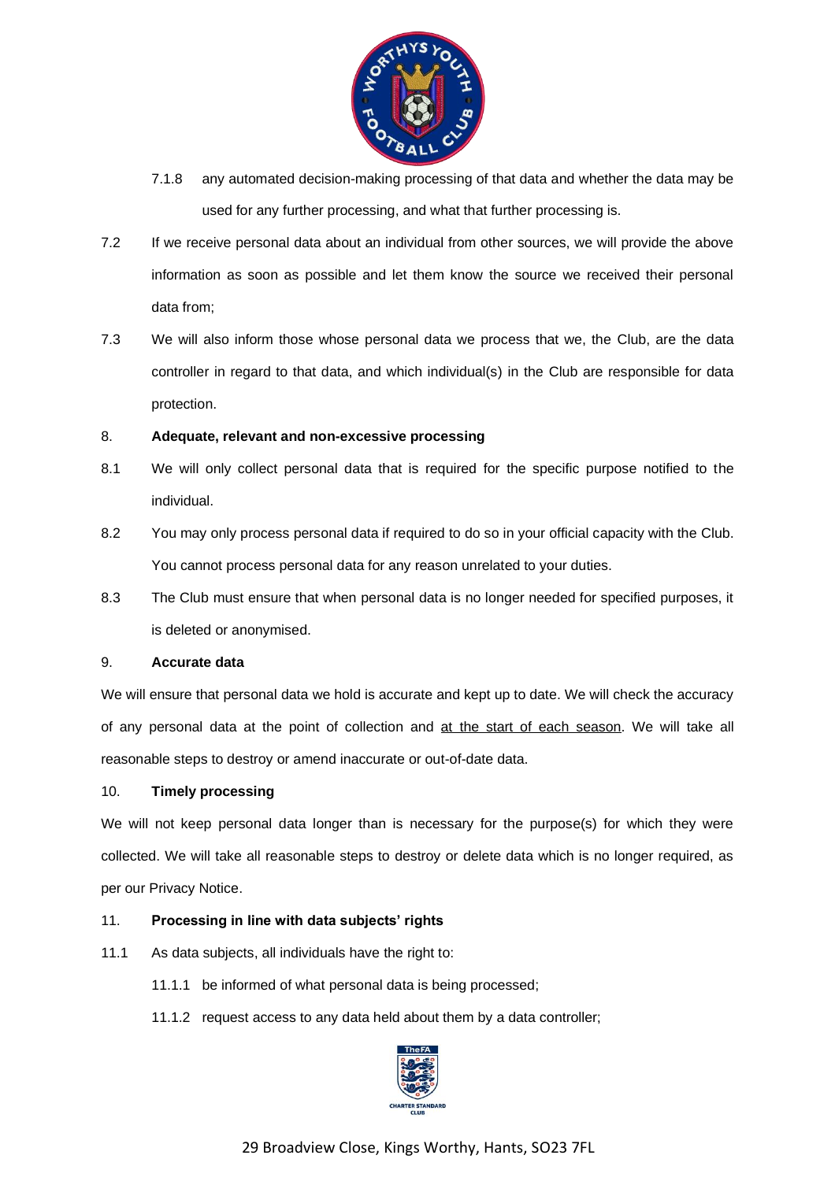7.1.8 any automated decision-making processing of that data and whether the data may be used for any further processing, and what that further processing is.

7.2 If we receive personal data about an individual from other sources, we will provide the above information as soon as possible and let them know the source we received their personal data from;

7.3 We will also inform those whose personal data we process that we, the Club, are the data controller in regard to that data, and which individual(s) in the Club are responsible for data protection.

8. **Adequate, relevant and non-excessive processing**

8.1 We will only collect personal data that is required for the specific purpose notified to the individual.

8.2 You may only process personal data if required to do so in your official capacity with the Club. You cannot process personal data for any reason unrelated to your duties.

8.3 The Club must ensure that when personal data is no longer needed for specified purposes, it is deleted or anonymised.

9. **Accurate data**

We will ensure that personal data we hold is accurate and kept up to date. We will check the accuracy of any personal data at the point of collection and <u>at the start of each season</u>. We will take all reasonable steps to destroy or amend inaccurate or out-of-date data.

10. **Timely processing**

We will not keep personal data longer than is necessary for the purpose(s) for which they were collected. We will take all reasonable steps to destroy or delete data which is no longer required, as per our Privacy Notice.

11. **Processing in line with data subjects' rights**

11.1 As data subjects, all individuals have the right to:

11.1.1 be informed of what personal data is being processed;

11.1.2 request access to any data held about them by a data controller;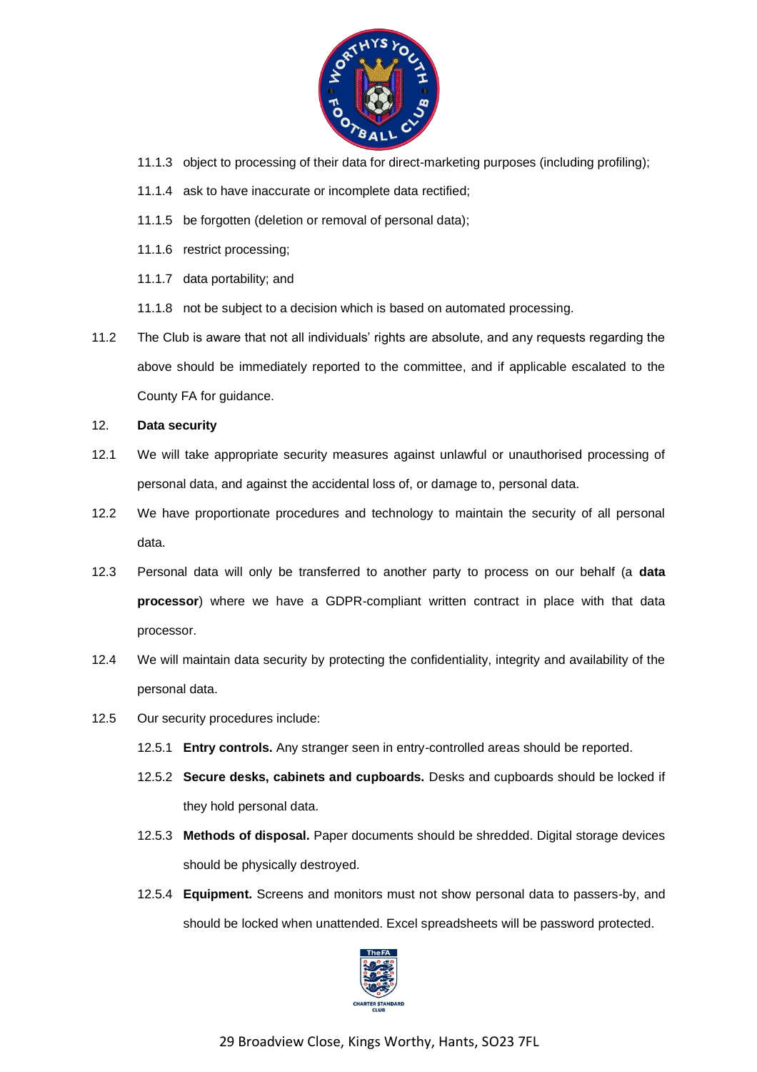11.1.3 object to processing of their data for direct-marketing purposes (including profiling);

11.1.4 ask to have inaccurate or incomplete data rectified;

11.1.5 be forgotten (deletion or removal of personal data);

11.1.6 restrict processing;

11.1.7 data portability; and

11.1.8 not be subject to a decision which is based on automated processing.

11.2 The Club is aware that not all individuals' rights are absolute, and any requests regarding the above should be immediately reported to the committee, and if applicable escalated to the County FA for guidance.

12. **Data security**

12.1 We will take appropriate security measures against unlawful or unauthorised processing of personal data, and against the accidental loss of, or damage to, personal data.

12.2 We have proportionate procedures and technology to maintain the security of all personal data.

12.3 Personal data will only be transferred to another party to process on our behalf (a **data processor**) where we have a GDPR-compliant written contract in place with that data processor.

12.4 We will maintain data security by protecting the confidentiality, integrity and availability of the personal data.

12.5 Our security procedures include:

12.5.1 **Entry controls.** Any stranger seen in entry-controlled areas should be reported.

12.5.2 **Secure desks, cabinets and cupboards.** Desks and cupboards should be locked if they hold personal data.

12.5.3 **Methods of disposal.** Paper documents should be shredded. Digital storage devices should be physically destroyed.

12.5.4 **Equipment.** Screens and monitors must not show personal data to passers-by, and should be locked when unattended. Excel spreadsheets will be password protected.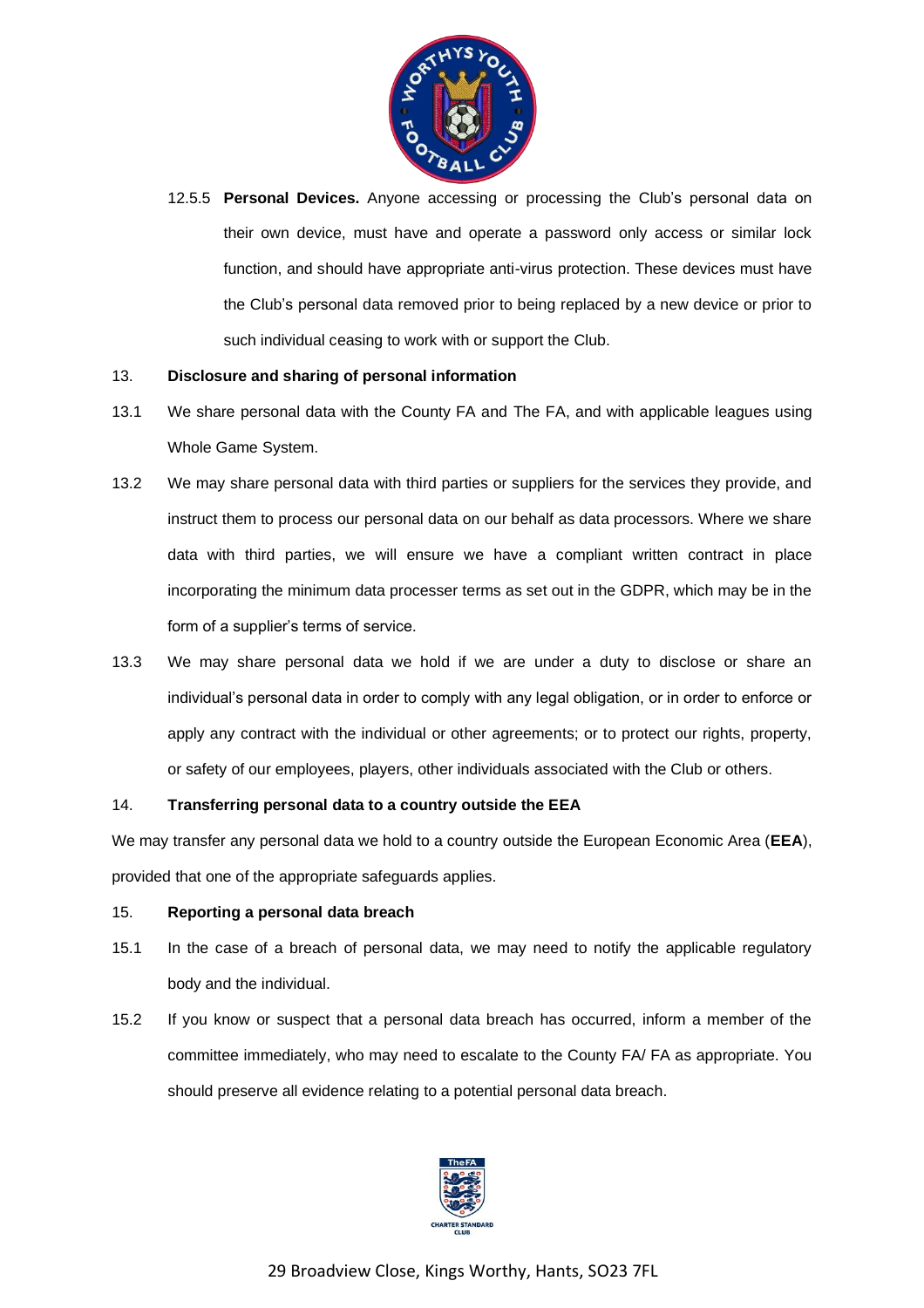12.5.5 **Personal Devices.** Anyone accessing or processing the Club's personal data on their own device, must have and operate a password only access or similar lock function, and should have appropriate anti-virus protection. These devices must have the Club's personal data removed prior to being replaced by a new device or prior to such individual ceasing to work with or support the Club.

## 13. Disclosure and sharing of personal information

13.1 We share personal data with the County FA and The FA, and with applicable leagues using Whole Game System.

13.2 We may share personal data with third parties or suppliers for the services they provide, and instruct them to process our personal data on our behalf as data processors. Where we share data with third parties, we will ensure we have a compliant written contract in place incorporating the minimum data processer terms as set out in the GDPR, which may be in the form of a supplier's terms of service.

13.3 We may share personal data we hold if we are under a duty to disclose or share an individual's personal data in order to comply with any legal obligation, or in order to enforce or apply any contract with the individual or other agreements; or to protect our rights, property, or safety of our employees, players, other individuals associated with the Club or others.

## 14. Transferring personal data to a country outside the EEA

We may transfer any personal data we hold to a country outside the European Economic Area (**EEA**), provided that one of the appropriate safeguards applies.

## 15. Reporting a personal data breach

15.1 In the case of a breach of personal data, we may need to notify the applicable regulatory body and the individual.

15.2 If you know or suspect that a personal data breach has occurred, inform a member of the committee immediately, who may need to escalate to the County FA/ FA as appropriate. You should preserve all evidence relating to a potential personal data breach.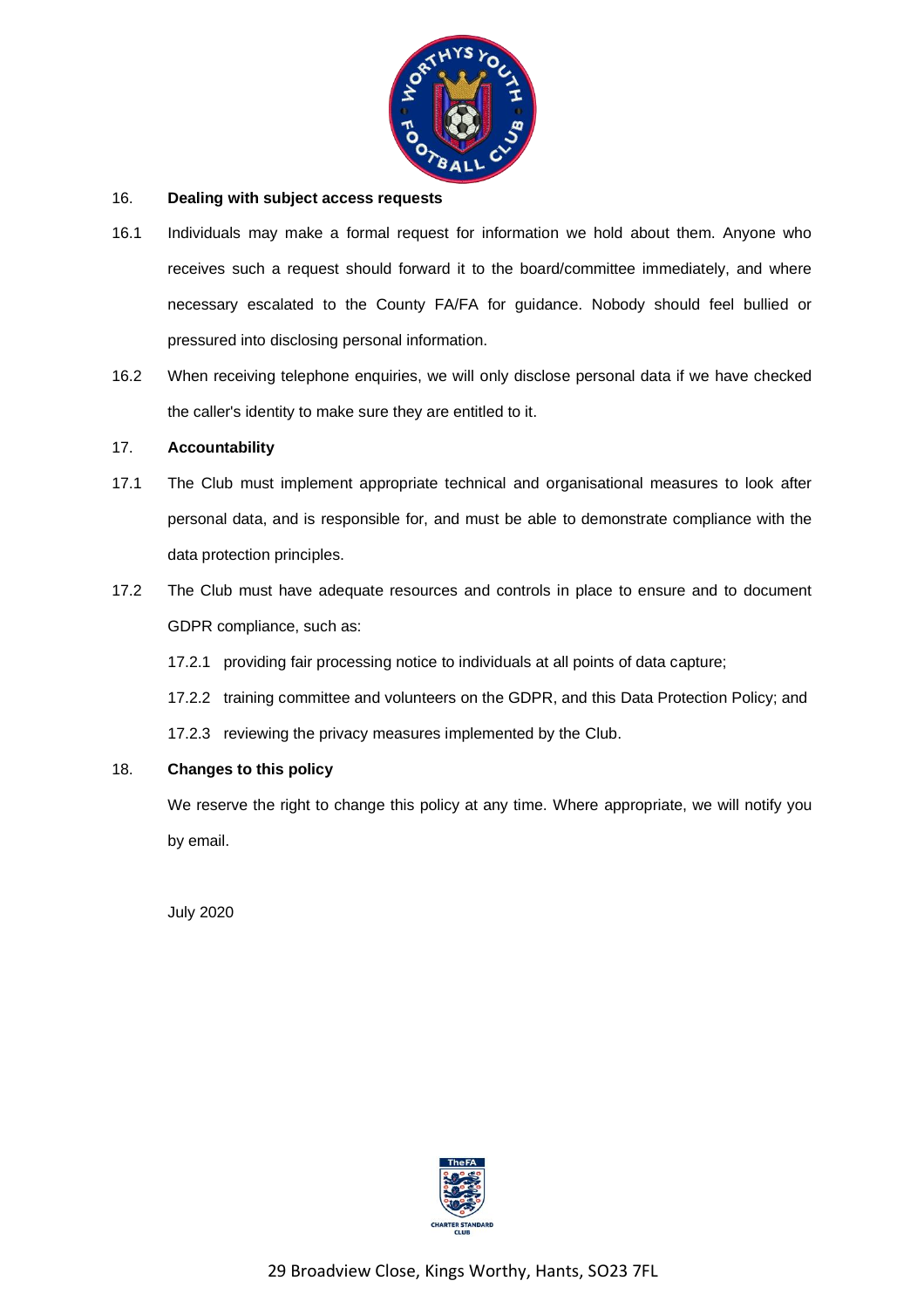## 16. Dealing with subject access requests

16.1 Individuals may make a formal request for information we hold about them. Anyone who receives such a request should forward it to the board/committee immediately, and where necessary escalated to the County FA/FA for guidance. Nobody should feel bullied or pressured into disclosing personal information.

16.2 When receiving telephone enquiries, we will only disclose personal data if we have checked the caller's identity to make sure they are entitled to it.

## 17. Accountability

17.1 The Club must implement appropriate technical and organisational measures to look after personal data, and is responsible for, and must be able to demonstrate compliance with the data protection principles.

17.2 The Club must have adequate resources and controls in place to ensure and to document GDPR compliance, such as:

17.2.1 providing fair processing notice to individuals at all points of data capture;

17.2.2 training committee and volunteers on the GDPR, and this Data Protection Policy; and

17.2.3 reviewing the privacy measures implemented by the Club.

## 18. Changes to this policy

We reserve the right to change this policy at any time. Where appropriate, we will notify you by email.

July 2020

29 Broadview Close, Kings Worthy, Hants, SO23 7FL